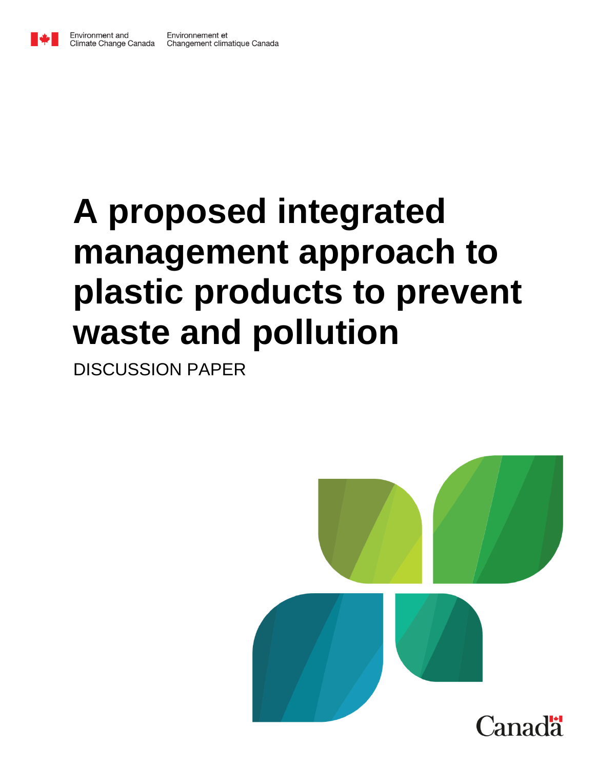Environment and Climate Change Canada    Environnement et Changement climatique Canada

# A proposed integrated management approach to plastic products to prevent waste and pollution

DISCUSSION PAPER

Canada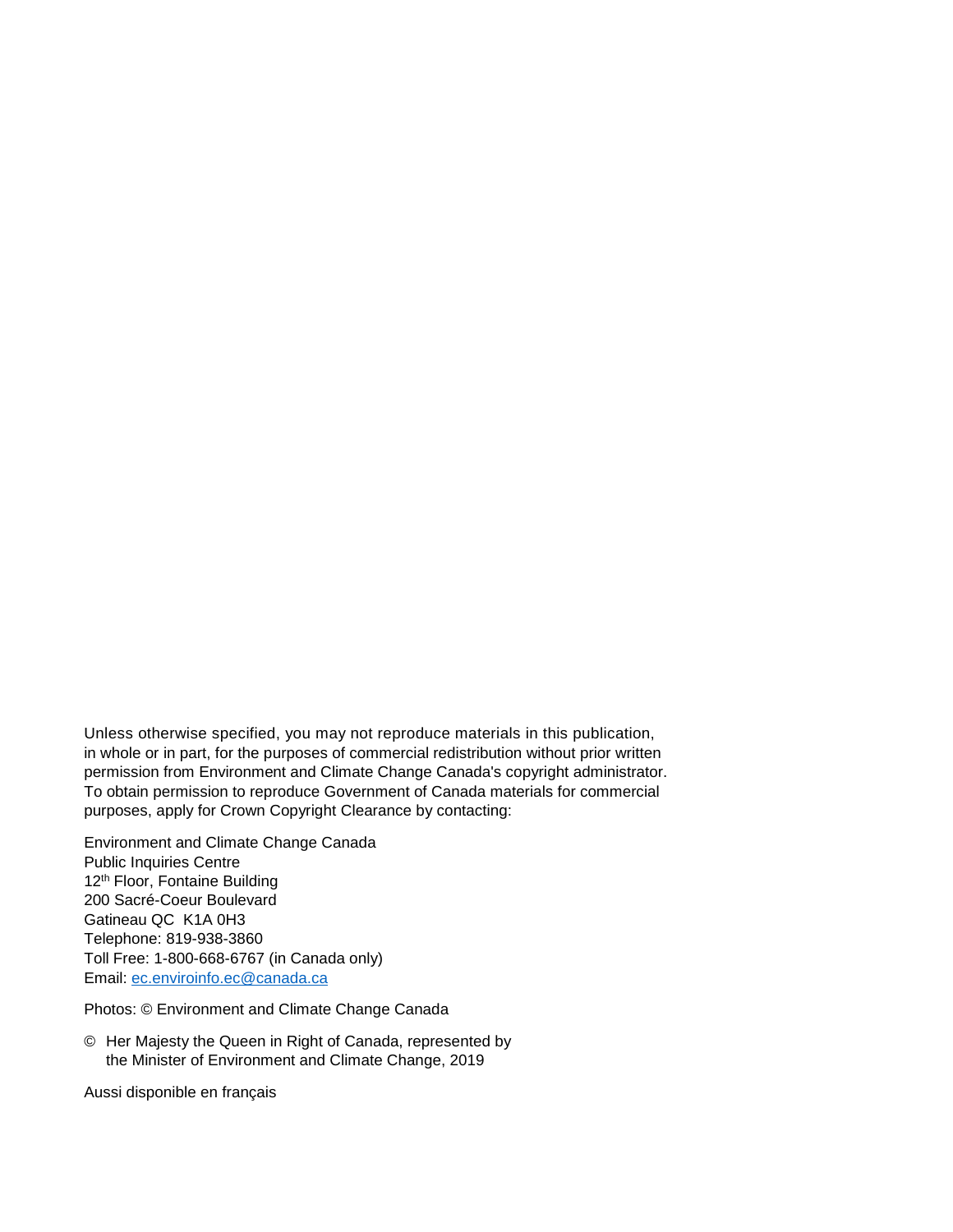Unless otherwise specified, you may not reproduce materials in this publication, in whole or in part, for the purposes of commercial redistribution without prior written permission from Environment and Climate Change Canada's copyright administrator. To obtain permission to reproduce Government of Canada materials for commercial purposes, apply for Crown Copyright Clearance by contacting:

Environment and Climate Change Canada  
Public Inquiries Centre  
12th Floor, Fontaine Building  
200 Sacré-Coeur Boulevard  
Gatineau QC  K1A 0H3  
Telephone: 819-938-3860  
Toll Free: 1-800-668-6767 (in Canada only)  
Email: ec.enviroinfo.ec@canada.ca

Photos: © Environment and Climate Change Canada

© Her Majesty the Queen in Right of Canada, represented by the Minister of Environment and Climate Change, 2019

Aussi disponible en français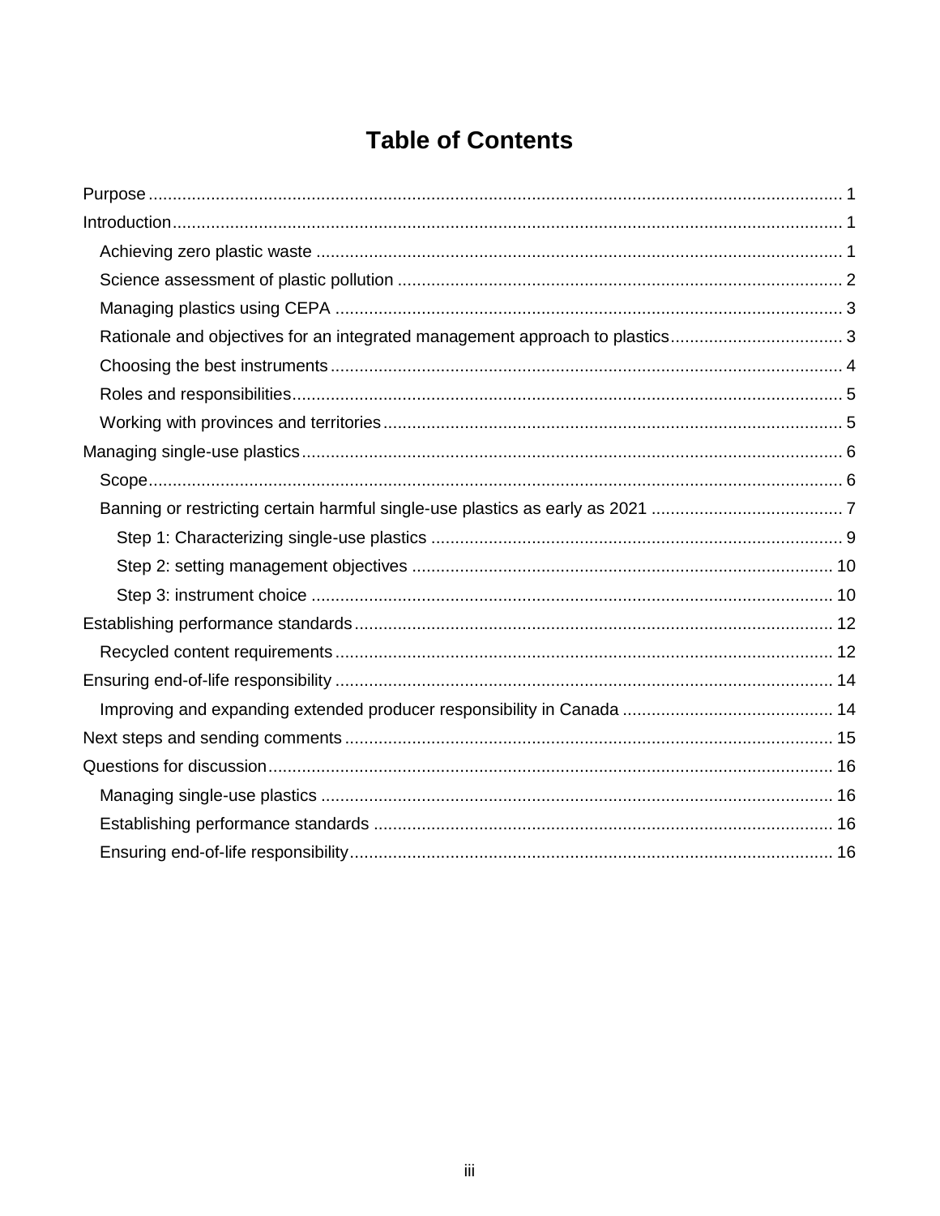# Table of Contents

- Purpose ..... 1
- Introduction ..... 1
  - Achieving zero plastic waste ..... 1
  - Science assessment of plastic pollution ..... 2
  - Managing plastics using CEPA ..... 3
  - Rationale and objectives for an integrated management approach to plastics ..... 3
  - Choosing the best instruments ..... 4
  - Roles and responsibilities ..... 5
  - Working with provinces and territories ..... 5
- Managing single-use plastics ..... 6
  - Scope ..... 6
  - Banning or restricting certain harmful single-use plastics as early as 2021 ..... 7
    - Step 1: Characterizing single-use plastics ..... 9
    - Step 2: setting management objectives ..... 10
    - Step 3: instrument choice ..... 10
- Establishing performance standards ..... 12
  - Recycled content requirements ..... 12
- Ensuring end-of-life responsibility ..... 14
  - Improving and expanding extended producer responsibility in Canada ..... 14
- Next steps and sending comments ..... 15
- Questions for discussion ..... 16
  - Managing single-use plastics ..... 16
  - Establishing performance standards ..... 16
  - Ensuring end-of-life responsibility ..... 16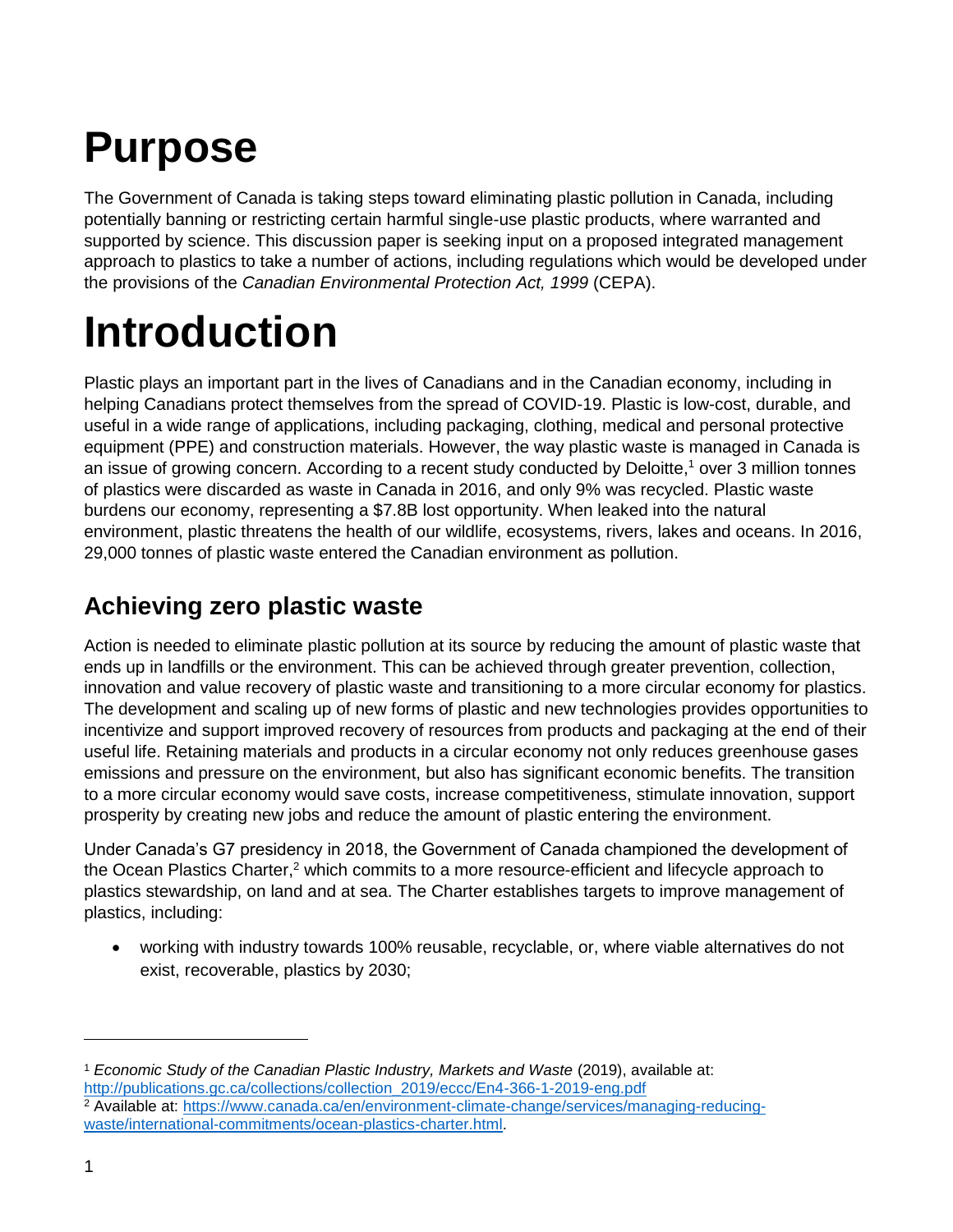# Purpose

The Government of Canada is taking steps toward eliminating plastic pollution in Canada, including potentially banning or restricting certain harmful single-use plastic products, where warranted and supported by science. This discussion paper is seeking input on a proposed integrated management approach to plastics to take a number of actions, including regulations which would be developed under the provisions of the *Canadian Environmental Protection Act, 1999* (CEPA).

# Introduction

Plastic plays an important part in the lives of Canadians and in the Canadian economy, including in helping Canadians protect themselves from the spread of COVID-19. Plastic is low-cost, durable, and useful in a wide range of applications, including packaging, clothing, medical and personal protective equipment (PPE) and construction materials. However, the way plastic waste is managed in Canada is an issue of growing concern. According to a recent study conducted by Deloitte,[1] over 3 million tonnes of plastics were discarded as waste in Canada in 2016, and only 9% was recycled. Plastic waste burdens our economy, representing a $7.8B lost opportunity. When leaked into the natural environment, plastic threatens the health of our wildlife, ecosystems, rivers, lakes and oceans. In 2016, 29,000 tonnes of plastic waste entered the Canadian environment as pollution.

## Achieving zero plastic waste

Action is needed to eliminate plastic pollution at its source by reducing the amount of plastic waste that ends up in landfills or the environment. This can be achieved through greater prevention, collection, innovation and value recovery of plastic waste and transitioning to a more circular economy for plastics. The development and scaling up of new forms of plastic and new technologies provides opportunities to incentivize and support improved recovery of resources from products and packaging at the end of their useful life. Retaining materials and products in a circular economy not only reduces greenhouse gases emissions and pressure on the environment, but also has significant economic benefits. The transition to a more circular economy would save costs, increase competitiveness, stimulate innovation, support prosperity by creating new jobs and reduce the amount of plastic entering the environment.

Under Canada's G7 presidency in 2018, the Government of Canada championed the development of the Ocean Plastics Charter,[2] which commits to a more resource-efficient and lifecycle approach to plastics stewardship, on land and at sea. The Charter establishes targets to improve management of plastics, including:

- working with industry towards 100% reusable, recyclable, or, where viable alternatives do not exist, recoverable, plastics by 2030;

[1] *Economic Study of the Canadian Plastic Industry, Markets and Waste* (2019), available at: http://publications.gc.ca/collections/collection_2019/eccc/En4-366-1-2019-eng.pdf

[2] Available at: https://www.canada.ca/en/environment-climate-change/services/managing-reducing-waste/international-commitments/ocean-plastics-charter.html.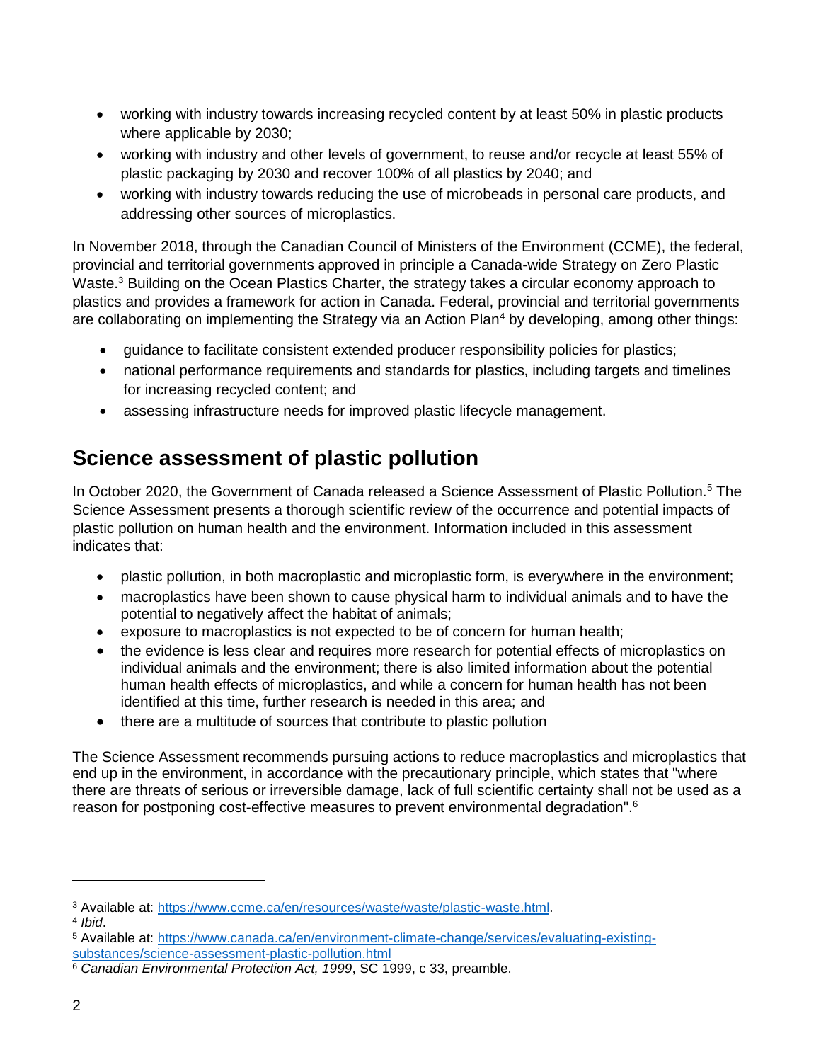- working with industry towards increasing recycled content by at least 50% in plastic products where applicable by 2030;
- working with industry and other levels of government, to reuse and/or recycle at least 55% of plastic packaging by 2030 and recover 100% of all plastics by 2040; and
- working with industry towards reducing the use of microbeads in personal care products, and addressing other sources of microplastics.

In November 2018, through the Canadian Council of Ministers of the Environment (CCME), the federal, provincial and territorial governments approved in principle a Canada-wide Strategy on Zero Plastic Waste.[3] Building on the Ocean Plastics Charter, the strategy takes a circular economy approach to plastics and provides a framework for action in Canada. Federal, provincial and territorial governments are collaborating on implementing the Strategy via an Action Plan[4] by developing, among other things:

- guidance to facilitate consistent extended producer responsibility policies for plastics;
- national performance requirements and standards for plastics, including targets and timelines for increasing recycled content; and
- assessing infrastructure needs for improved plastic lifecycle management.

## Science assessment of plastic pollution

In October 2020, the Government of Canada released a Science Assessment of Plastic Pollution.[5] The Science Assessment presents a thorough scientific review of the occurrence and potential impacts of plastic pollution on human health and the environment. Information included in this assessment indicates that:

- plastic pollution, in both macroplastic and microplastic form, is everywhere in the environment;
- macroplastics have been shown to cause physical harm to individual animals and to have the potential to negatively affect the habitat of animals;
- exposure to macroplastics is not expected to be of concern for human health;
- the evidence is less clear and requires more research for potential effects of microplastics on individual animals and the environment; there is also limited information about the potential human health effects of microplastics, and while a concern for human health has not been identified at this time, further research is needed in this area; and
- there are a multitude of sources that contribute to plastic pollution

The Science Assessment recommends pursuing actions to reduce macroplastics and microplastics that end up in the environment, in accordance with the precautionary principle, which states that "where there are threats of serious or irreversible damage, lack of full scientific certainty shall not be used as a reason for postponing cost-effective measures to prevent environmental degradation".[6]

---

[3] Available at: https://www.ccme.ca/en/resources/waste/waste/plastic-waste.html.

[4] *Ibid*.

[5] Available at: https://www.canada.ca/en/environment-climate-change/services/evaluating-existing-substances/science-assessment-plastic-pollution.html

[6] *Canadian Environmental Protection Act, 1999*, SC 1999, c 33, preamble.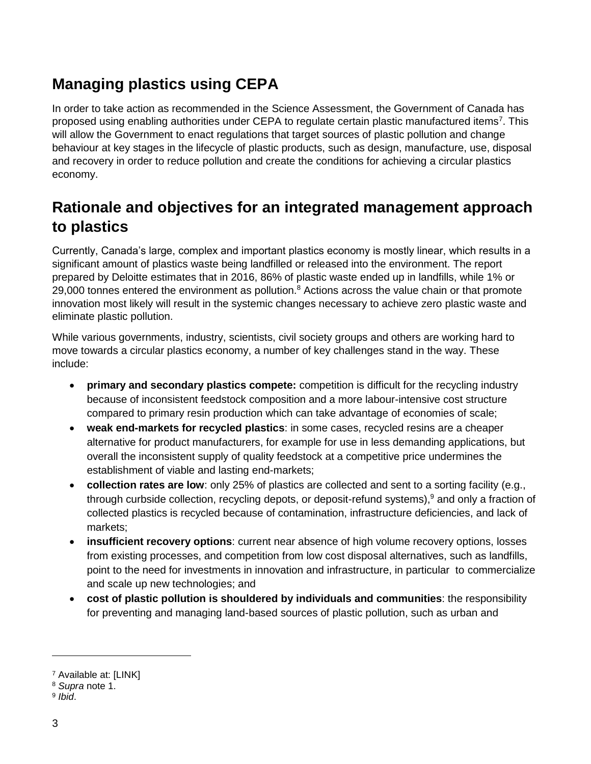## Managing plastics using CEPA

In order to take action as recommended in the Science Assessment, the Government of Canada has proposed using enabling authorities under CEPA to regulate certain plastic manufactured items[7]. This will allow the Government to enact regulations that target sources of plastic pollution and change behaviour at key stages in the lifecycle of plastic products, such as design, manufacture, use, disposal and recovery in order to reduce pollution and create the conditions for achieving a circular plastics economy.

## Rationale and objectives for an integrated management approach to plastics

Currently, Canada's large, complex and important plastics economy is mostly linear, which results in a significant amount of plastics waste being landfilled or released into the environment. The report prepared by Deloitte estimates that in 2016, 86% of plastic waste ended up in landfills, while 1% or 29,000 tonnes entered the environment as pollution.[8] Actions across the value chain or that promote innovation most likely will result in the systemic changes necessary to achieve zero plastic waste and eliminate plastic pollution.

While various governments, industry, scientists, civil society groups and others are working hard to move towards a circular plastics economy, a number of key challenges stand in the way. These include:

- **primary and secondary plastics compete:** competition is difficult for the recycling industry because of inconsistent feedstock composition and a more labour-intensive cost structure compared to primary resin production which can take advantage of economies of scale;
- **weak end-markets for recycled plastics**: in some cases, recycled resins are a cheaper alternative for product manufacturers, for example for use in less demanding applications, but overall the inconsistent supply of quality feedstock at a competitive price undermines the establishment of viable and lasting end-markets;
- **collection rates are low**: only 25% of plastics are collected and sent to a sorting facility (e.g., through curbside collection, recycling depots, or deposit-refund systems),[9] and only a fraction of collected plastics is recycled because of contamination, infrastructure deficiencies, and lack of markets;
- **insufficient recovery options**: current near absence of high volume recovery options, losses from existing processes, and competition from low cost disposal alternatives, such as landfills, point to the need for investments in innovation and infrastructure, in particular to commercialize and scale up new technologies; and
- **cost of plastic pollution is shouldered by individuals and communities**: the responsibility for preventing and managing land-based sources of plastic pollution, such as urban and

[7] Available at: [LINK]

[8] *Supra* note 1.

[9] *Ibid*.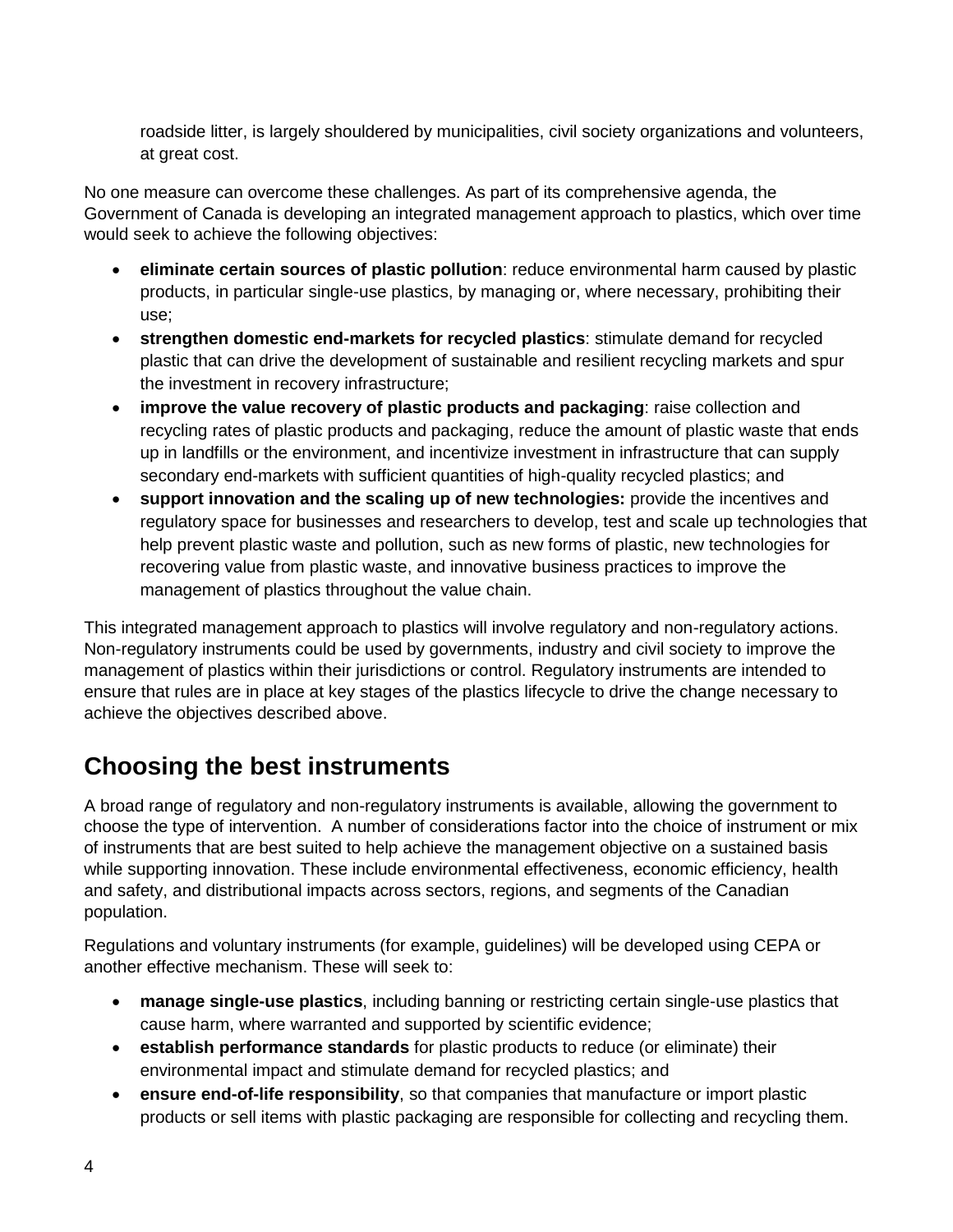roadside litter, is largely shouldered by municipalities, civil society organizations and volunteers, at great cost.

No one measure can overcome these challenges. As part of its comprehensive agenda, the Government of Canada is developing an integrated management approach to plastics, which over time would seek to achieve the following objectives:

- **eliminate certain sources of plastic pollution**: reduce environmental harm caused by plastic products, in particular single-use plastics, by managing or, where necessary, prohibiting their use;
- **strengthen domestic end-markets for recycled plastics**: stimulate demand for recycled plastic that can drive the development of sustainable and resilient recycling markets and spur the investment in recovery infrastructure;
- **improve the value recovery of plastic products and packaging**: raise collection and recycling rates of plastic products and packaging, reduce the amount of plastic waste that ends up in landfills or the environment, and incentivize investment in infrastructure that can supply secondary end-markets with sufficient quantities of high-quality recycled plastics; and
- **support innovation and the scaling up of new technologies:** provide the incentives and regulatory space for businesses and researchers to develop, test and scale up technologies that help prevent plastic waste and pollution, such as new forms of plastic, new technologies for recovering value from plastic waste, and innovative business practices to improve the management of plastics throughout the value chain.

This integrated management approach to plastics will involve regulatory and non-regulatory actions. Non-regulatory instruments could be used by governments, industry and civil society to improve the management of plastics within their jurisdictions or control. Regulatory instruments are intended to ensure that rules are in place at key stages of the plastics lifecycle to drive the change necessary to achieve the objectives described above.

## Choosing the best instruments

A broad range of regulatory and non-regulatory instruments is available, allowing the government to choose the type of intervention. A number of considerations factor into the choice of instrument or mix of instruments that are best suited to help achieve the management objective on a sustained basis while supporting innovation. These include environmental effectiveness, economic efficiency, health and safety, and distributional impacts across sectors, regions, and segments of the Canadian population.

Regulations and voluntary instruments (for example, guidelines) will be developed using CEPA or another effective mechanism. These will seek to:

- **manage single-use plastics**, including banning or restricting certain single-use plastics that cause harm, where warranted and supported by scientific evidence;
- **establish performance standards** for plastic products to reduce (or eliminate) their environmental impact and stimulate demand for recycled plastics; and
- **ensure end-of-life responsibility**, so that companies that manufacture or import plastic products or sell items with plastic packaging are responsible for collecting and recycling them.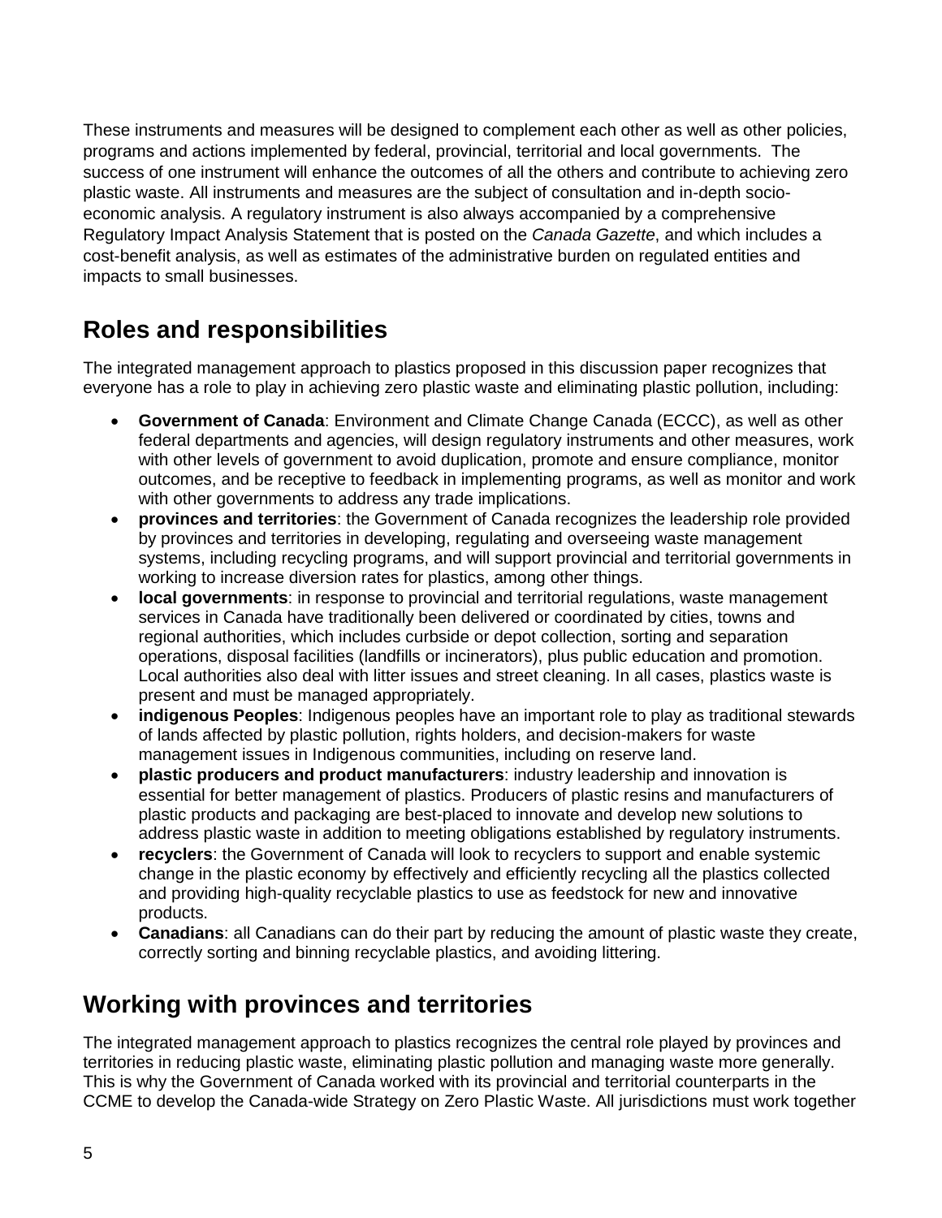These instruments and measures will be designed to complement each other as well as other policies, programs and actions implemented by federal, provincial, territorial and local governments. The success of one instrument will enhance the outcomes of all the others and contribute to achieving zero plastic waste. All instruments and measures are the subject of consultation and in-depth socio-economic analysis. A regulatory instrument is also always accompanied by a comprehensive Regulatory Impact Analysis Statement that is posted on the *Canada Gazette*, and which includes a cost-benefit analysis, as well as estimates of the administrative burden on regulated entities and impacts to small businesses.

## Roles and responsibilities

The integrated management approach to plastics proposed in this discussion paper recognizes that everyone has a role to play in achieving zero plastic waste and eliminating plastic pollution, including:

- **Government of Canada**: Environment and Climate Change Canada (ECCC), as well as other federal departments and agencies, will design regulatory instruments and other measures, work with other levels of government to avoid duplication, promote and ensure compliance, monitor outcomes, and be receptive to feedback in implementing programs, as well as monitor and work with other governments to address any trade implications.
- **provinces and territories**: the Government of Canada recognizes the leadership role provided by provinces and territories in developing, regulating and overseeing waste management systems, including recycling programs, and will support provincial and territorial governments in working to increase diversion rates for plastics, among other things.
- **local governments**: in response to provincial and territorial regulations, waste management services in Canada have traditionally been delivered or coordinated by cities, towns and regional authorities, which includes curbside or depot collection, sorting and separation operations, disposal facilities (landfills or incinerators), plus public education and promotion. Local authorities also deal with litter issues and street cleaning. In all cases, plastics waste is present and must be managed appropriately.
- **indigenous Peoples**: Indigenous peoples have an important role to play as traditional stewards of lands affected by plastic pollution, rights holders, and decision-makers for waste management issues in Indigenous communities, including on reserve land.
- **plastic producers and product manufacturers**: industry leadership and innovation is essential for better management of plastics. Producers of plastic resins and manufacturers of plastic products and packaging are best-placed to innovate and develop new solutions to address plastic waste in addition to meeting obligations established by regulatory instruments.
- **recyclers**: the Government of Canada will look to recyclers to support and enable systemic change in the plastic economy by effectively and efficiently recycling all the plastics collected and providing high-quality recyclable plastics to use as feedstock for new and innovative products.
- **Canadians**: all Canadians can do their part by reducing the amount of plastic waste they create, correctly sorting and binning recyclable plastics, and avoiding littering.

## Working with provinces and territories

The integrated management approach to plastics recognizes the central role played by provinces and territories in reducing plastic waste, eliminating plastic pollution and managing waste more generally. This is why the Government of Canada worked with its provincial and territorial counterparts in the CCME to develop the Canada-wide Strategy on Zero Plastic Waste. All jurisdictions must work together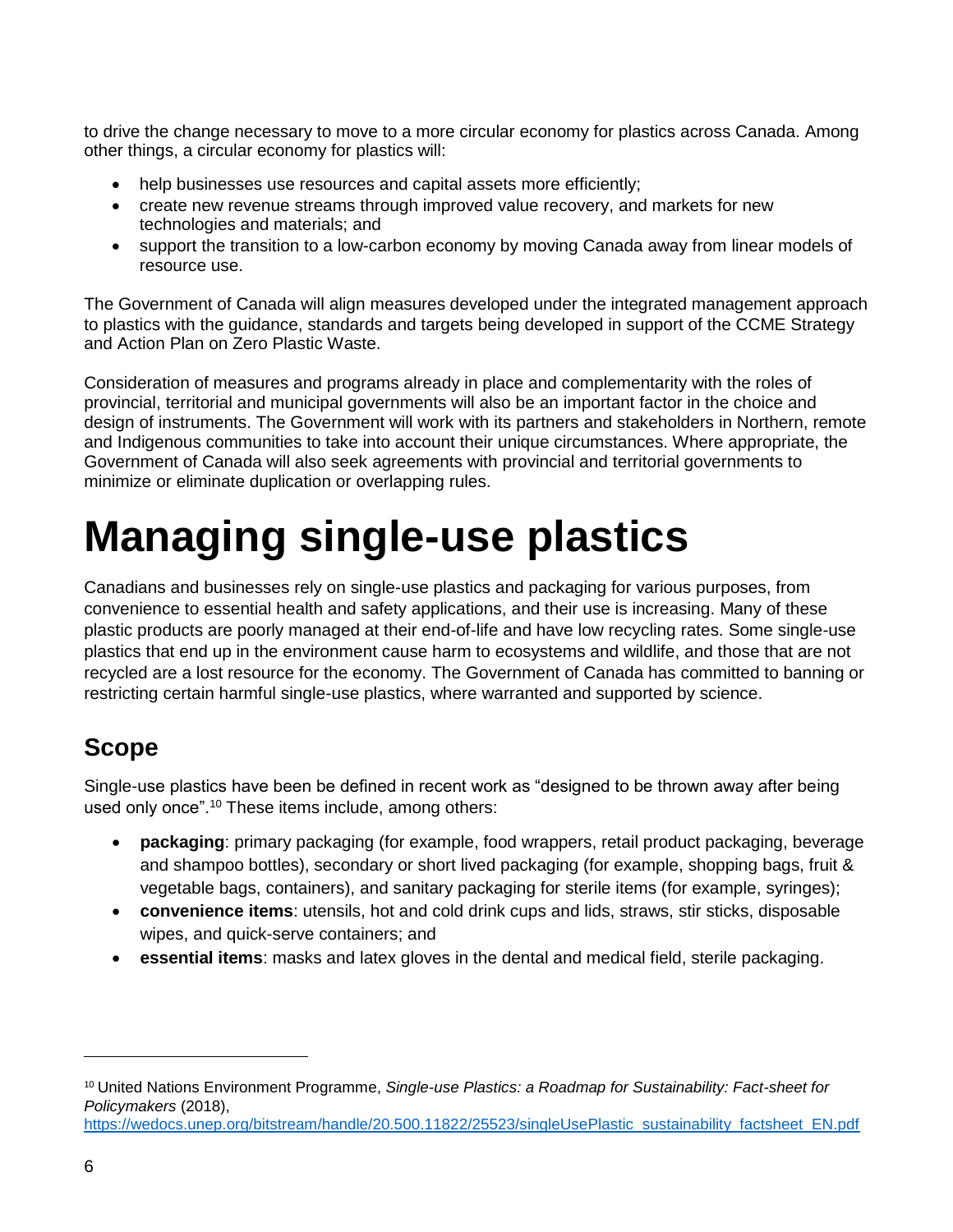to drive the change necessary to move to a more circular economy for plastics across Canada. Among other things, a circular economy for plastics will:

- help businesses use resources and capital assets more efficiently;
- create new revenue streams through improved value recovery, and markets for new technologies and materials; and
- support the transition to a low-carbon economy by moving Canada away from linear models of resource use.

The Government of Canada will align measures developed under the integrated management approach to plastics with the guidance, standards and targets being developed in support of the CCME Strategy and Action Plan on Zero Plastic Waste.

Consideration of measures and programs already in place and complementarity with the roles of provincial, territorial and municipal governments will also be an important factor in the choice and design of instruments. The Government will work with its partners and stakeholders in Northern, remote and Indigenous communities to take into account their unique circumstances. Where appropriate, the Government of Canada will also seek agreements with provincial and territorial governments to minimize or eliminate duplication or overlapping rules.

# Managing single-use plastics

Canadians and businesses rely on single-use plastics and packaging for various purposes, from convenience to essential health and safety applications, and their use is increasing. Many of these plastic products are poorly managed at their end-of-life and have low recycling rates. Some single-use plastics that end up in the environment cause harm to ecosystems and wildlife, and those that are not recycled are a lost resource for the economy. The Government of Canada has committed to banning or restricting certain harmful single-use plastics, where warranted and supported by science.

## Scope

Single-use plastics have been be defined in recent work as "designed to be thrown away after being used only once".[10] These items include, among others:

- **packaging**: primary packaging (for example, food wrappers, retail product packaging, beverage and shampoo bottles), secondary or short lived packaging (for example, shopping bags, fruit & vegetable bags, containers), and sanitary packaging for sterile items (for example, syringes);
- **convenience items**: utensils, hot and cold drink cups and lids, straws, stir sticks, disposable wipes, and quick-serve containers; and
- **essential items**: masks and latex gloves in the dental and medical field, sterile packaging.

---

[10] United Nations Environment Programme, *Single-use Plastics: a Roadmap for Sustainability: Fact-sheet for Policymakers* (2018), https://wedocs.unep.org/bitstream/handle/20.500.11822/25523/singleUsePlastic_sustainability_factsheet_EN.pdf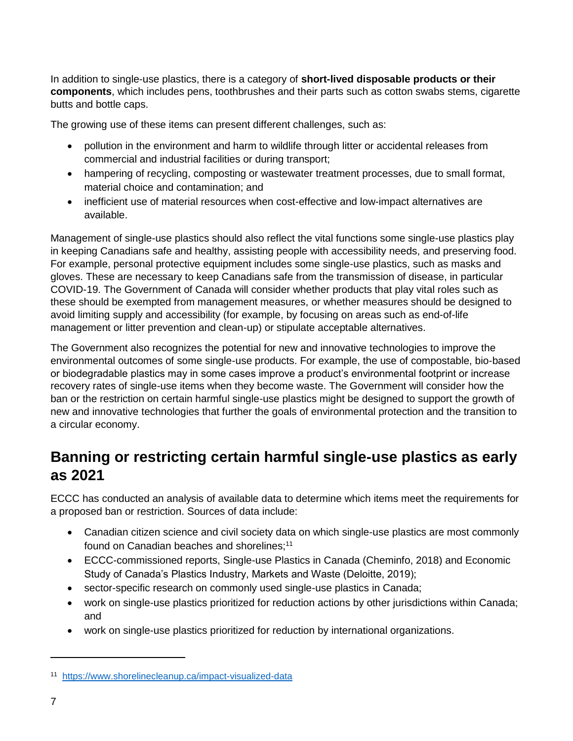In addition to single-use plastics, there is a category of **short-lived disposable products or their components**, which includes pens, toothbrushes and their parts such as cotton swabs stems, cigarette butts and bottle caps.

The growing use of these items can present different challenges, such as:

- pollution in the environment and harm to wildlife through litter or accidental releases from commercial and industrial facilities or during transport;
- hampering of recycling, composting or wastewater treatment processes, due to small format, material choice and contamination; and
- inefficient use of material resources when cost-effective and low-impact alternatives are available.

Management of single-use plastics should also reflect the vital functions some single-use plastics play in keeping Canadians safe and healthy, assisting people with accessibility needs, and preserving food. For example, personal protective equipment includes some single-use plastics, such as masks and gloves. These are necessary to keep Canadians safe from the transmission of disease, in particular COVID-19. The Government of Canada will consider whether products that play vital roles such as these should be exempted from management measures, or whether measures should be designed to avoid limiting supply and accessibility (for example, by focusing on areas such as end-of-life management or litter prevention and clean-up) or stipulate acceptable alternatives.

The Government also recognizes the potential for new and innovative technologies to improve the environmental outcomes of some single-use products. For example, the use of compostable, bio-based or biodegradable plastics may in some cases improve a product's environmental footprint or increase recovery rates of single-use items when they become waste. The Government will consider how the ban or the restriction on certain harmful single-use plastics might be designed to support the growth of new and innovative technologies that further the goals of environmental protection and the transition to a circular economy.

## Banning or restricting certain harmful single-use plastics as early as 2021

ECCC has conducted an analysis of available data to determine which items meet the requirements for a proposed ban or restriction. Sources of data include:

- Canadian citizen science and civil society data on which single-use plastics are most commonly found on Canadian beaches and shorelines;[11]
- ECCC-commissioned reports, Single-use Plastics in Canada (Cheminfo, 2018) and Economic Study of Canada's Plastics Industry, Markets and Waste (Deloitte, 2019);
- sector-specific research on commonly used single-use plastics in Canada;
- work on single-use plastics prioritized for reduction actions by other jurisdictions within Canada; and
- work on single-use plastics prioritized for reduction by international organizations.

---

[11] https://www.shorelinecleanup.ca/impact-visualized-data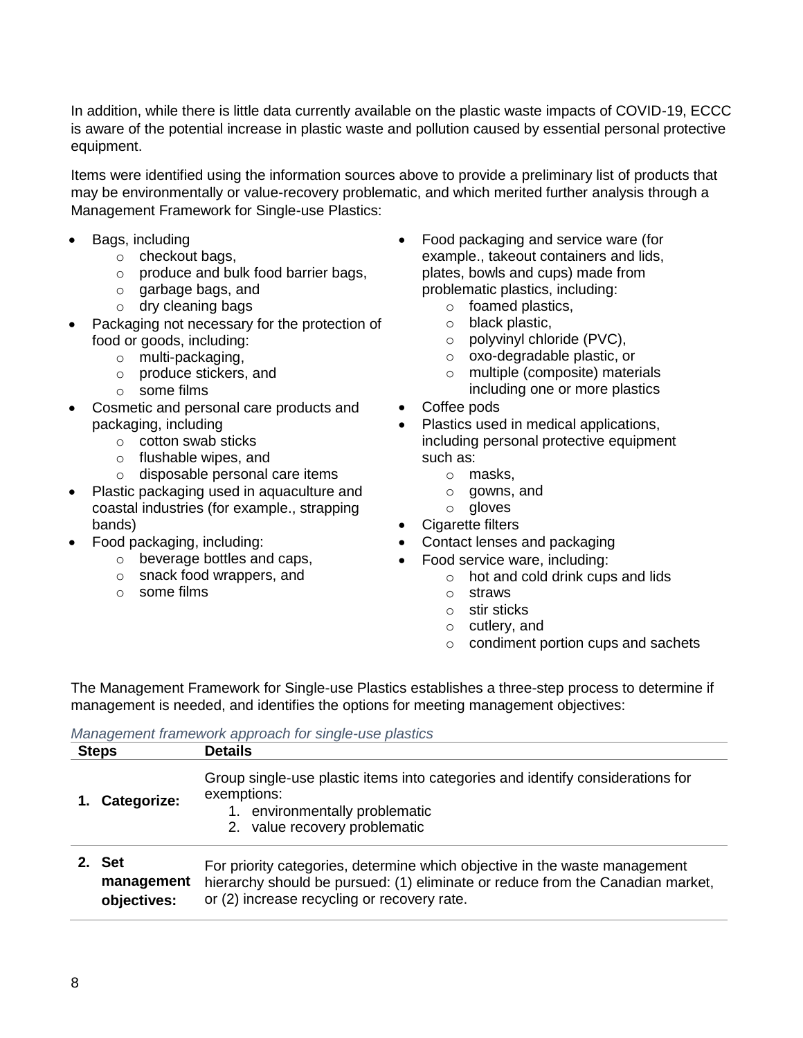In addition, while there is little data currently available on the plastic waste impacts of COVID-19, ECCC is aware of the potential increase in plastic waste and pollution caused by essential personal protective equipment.

Items were identified using the information sources above to provide a preliminary list of products that may be environmentally or value-recovery problematic, and which merited further analysis through a Management Framework for Single-use Plastics:

- Bags, including
  - checkout bags,
  - produce and bulk food barrier bags,
  - garbage bags, and
  - dry cleaning bags
- Packaging not necessary for the protection of food or goods, including:
  - multi-packaging,
  - produce stickers, and
  - some films
- Cosmetic and personal care products and packaging, including
  - cotton swab sticks
  - flushable wipes, and
  - disposable personal care items
- Plastic packaging used in aquaculture and coastal industries (for example., strapping bands)
- Food packaging, including:
  - beverage bottles and caps,
  - snack food wrappers, and
  - some films
- Food packaging and service ware (for example., takeout containers and lids, plates, bowls and cups) made from problematic plastics, including:
  - foamed plastics,
  - black plastic,
  - polyvinyl chloride (PVC),
  - oxo-degradable plastic, or
  - multiple (composite) materials including one or more plastics
- Coffee pods
- Plastics used in medical applications, including personal protective equipment such as:
  - masks,
  - gowns, and
  - gloves
- Cigarette filters
- Contact lenses and packaging
- Food service ware, including:
  - hot and cold drink cups and lids
  - straws
  - stir sticks
  - cutlery, and
  - condiment portion cups and sachets

The Management Framework for Single-use Plastics establishes a three-step process to determine if management is needed, and identifies the options for meeting management objectives:

*Management framework approach for single-use plastics*

| Steps | Details |
|---|---|
| **1. Categorize:** | Group single-use plastic items into categories and identify considerations for exemptions: 1. environmentally problematic 2. value recovery problematic |
| **2. Set management objectives:** | For priority categories, determine which objective in the waste management hierarchy should be pursued: (1) eliminate or reduce from the Canadian market, or (2) increase recycling or recovery rate. |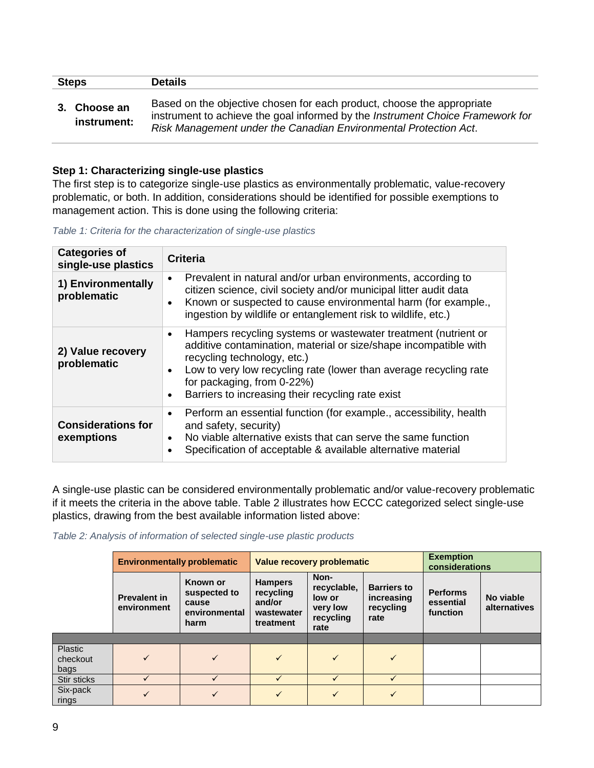| Steps | Details |
| --- | --- |
| 3. Choose an instrument: | Based on the objective chosen for each product, choose the appropriate instrument to achieve the goal informed by the *Instrument Choice Framework for Risk Management under the Canadian Environmental Protection Act*. |

**Step 1: Characterizing single-use plastics**

The first step is to categorize single-use plastics as environmentally problematic, value-recovery problematic, or both. In addition, considerations should be identified for possible exemptions to management action. This is done using the following criteria:

*Table 1: Criteria for the characterization of single-use plastics*

| Categories of single-use plastics | Criteria |
| --- | --- |
| 1) Environmentally problematic | • Prevalent in natural and/or urban environments, according to citizen science, civil society and/or municipal litter audit data<br>• Known or suspected to cause environmental harm (for example., ingestion by wildlife or entanglement risk to wildlife, etc.) |
| 2) Value recovery problematic | • Hampers recycling systems or wastewater treatment (nutrient or additive contamination, material or size/shape incompatible with recycling technology, etc.)<br>• Low to very low recycling rate (lower than average recycling rate for packaging, from 0-22%)<br>• Barriers to increasing their recycling rate exist |
| Considerations for exemptions | • Perform an essential function (for example., accessibility, health and safety, security)<br>• No viable alternative exists that can serve the same function<br>• Specification of acceptable & available alternative material |

A single-use plastic can be considered environmentally problematic and/or value-recovery problematic if it meets the criteria in the above table. Table 2 illustrates how ECCC categorized select single-use plastics, drawing from the best available information listed above:

*Table 2: Analysis of information of selected single-use plastic products*

| | Environmentally problematic | | Value recovery problematic | | | Exemption considerations | |
| --- | --- | --- | --- | --- | --- | --- | --- |
| | Prevalent in environment | Known or suspected to cause environmental harm | Hampers recycling and/or wastewater treatment | Non-recyclable, low or very low recycling rate | Barriers to increasing recycling rate | Performs essential function | No viable alternatives |
| Plastic checkout bags | ✓ | ✓ | ✓ | ✓ | ✓ | | |
| Stir sticks | ✓ | ✓ | ✓ | ✓ | ✓ | | |
| Six-pack rings | ✓ | ✓ | ✓ | ✓ | ✓ | | |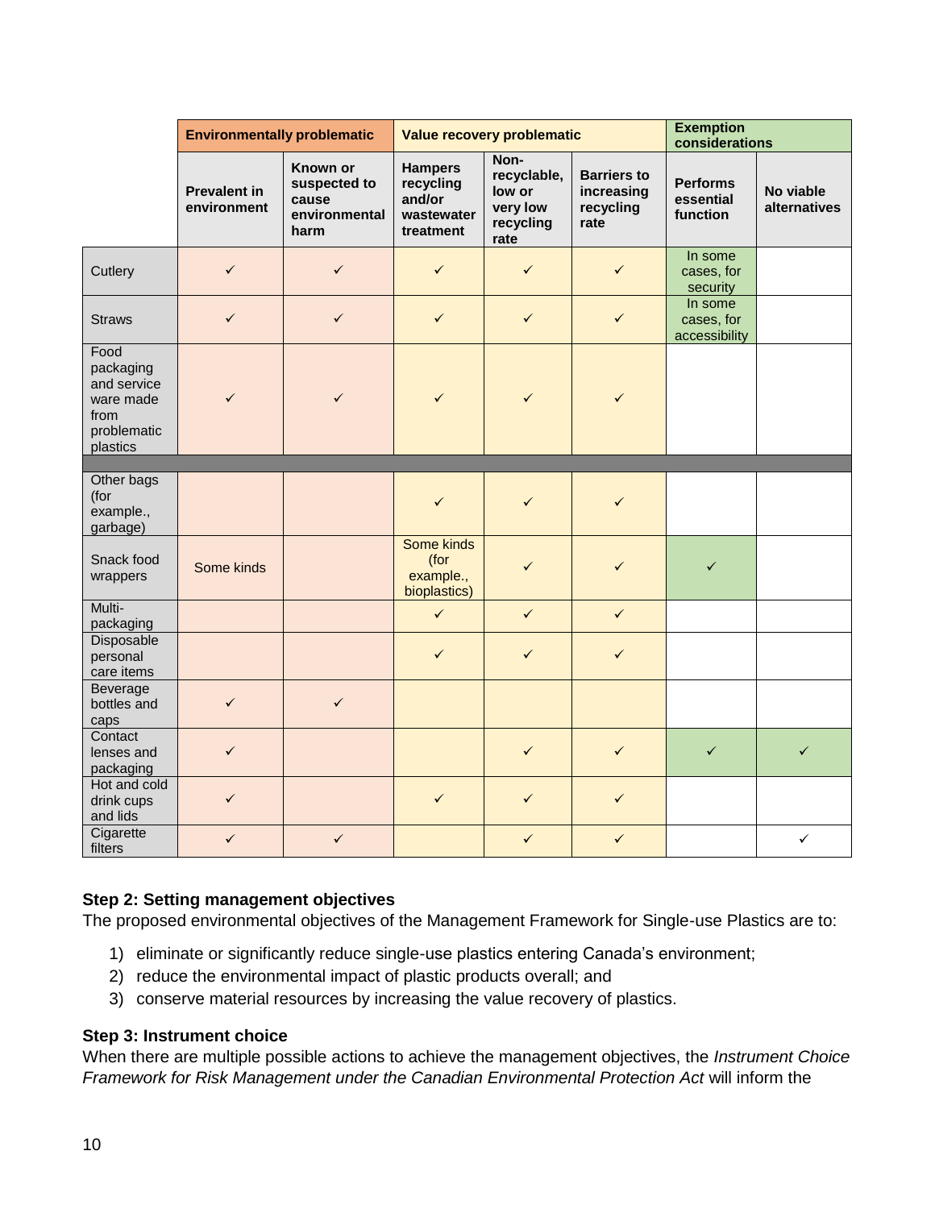| | Environmentally problematic | | Value recovery problematic | | | Exemption considerations | |
|---|---|---|---|---|---|---|---|
| | Prevalent in environment | Known or suspected to cause environmental harm | Hampers recycling and/or wastewater treatment | Non-recyclable, low or very low recycling rate | Barriers to increasing recycling rate | Performs essential function | No viable alternatives |
| Cutlery | ✓ | ✓ | ✓ | ✓ | ✓ | In some cases, for security | |
| Straws | ✓ | ✓ | ✓ | ✓ | ✓ | In some cases, for accessibility | |
| Food packaging and service ware made from problematic plastics | ✓ | ✓ | ✓ | ✓ | ✓ | | |
| | | | | | | | |
| Other bags (for example., garbage) | | | ✓ | ✓ | ✓ | | |
| Snack food wrappers | Some kinds | | Some kinds (for example., bioplastics) | ✓ | ✓ | ✓ | |
| Multi-packaging | | | ✓ | ✓ | ✓ | | |
| Disposable personal care items | | | ✓ | ✓ | ✓ | | |
| Beverage bottles and caps | ✓ | ✓ | | | | | |
| Contact lenses and packaging | ✓ | | | ✓ | ✓ | ✓ | ✓ |
| Hot and cold drink cups and lids | ✓ | | ✓ | ✓ | ✓ | | |
| Cigarette filters | ✓ | ✓ | | ✓ | ✓ | | ✓ |

**Step 2: Setting management objectives**

The proposed environmental objectives of the Management Framework for Single-use Plastics are to:

1) eliminate or significantly reduce single-use plastics entering Canada's environment;
2) reduce the environmental impact of plastic products overall; and
3) conserve material resources by increasing the value recovery of plastics.

**Step 3: Instrument choice**

When there are multiple possible actions to achieve the management objectives, the *Instrument Choice Framework for Risk Management under the Canadian Environmental Protection Act* will inform the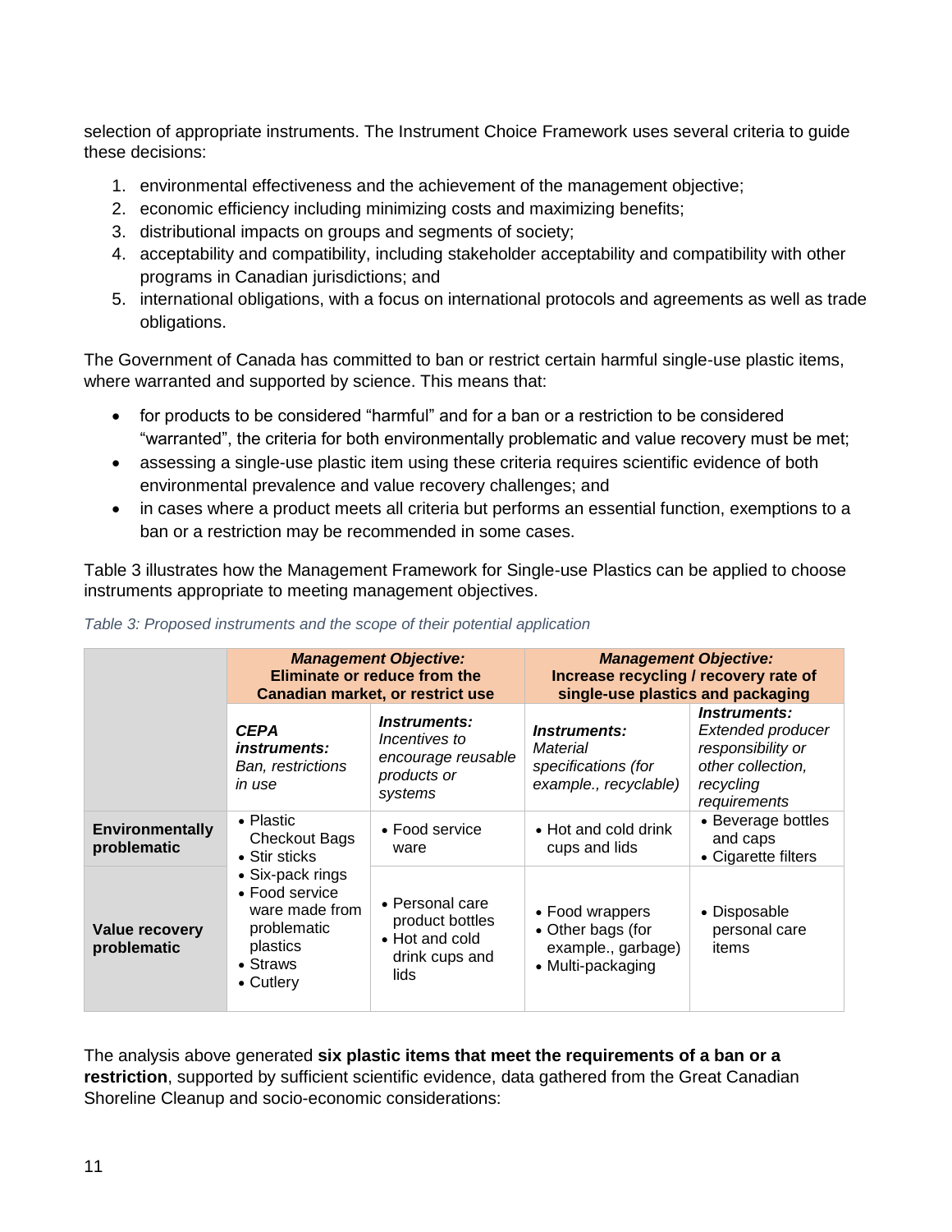selection of appropriate instruments. The Instrument Choice Framework uses several criteria to guide these decisions:

1. environmental effectiveness and the achievement of the management objective;
2. economic efficiency including minimizing costs and maximizing benefits;
3. distributional impacts on groups and segments of society;
4. acceptability and compatibility, including stakeholder acceptability and compatibility with other programs in Canadian jurisdictions; and
5. international obligations, with a focus on international protocols and agreements as well as trade obligations.

The Government of Canada has committed to ban or restrict certain harmful single-use plastic items, where warranted and supported by science. This means that:

- for products to be considered "harmful" and for a ban or a restriction to be considered "warranted", the criteria for both environmentally problematic and value recovery must be met;
- assessing a single-use plastic item using these criteria requires scientific evidence of both environmental prevalence and value recovery challenges; and
- in cases where a product meets all criteria but performs an essential function, exemptions to a ban or a restriction may be recommended in some cases.

Table 3 illustrates how the Management Framework for Single-use Plastics can be applied to choose instruments appropriate to meeting management objectives.

*Table 3: Proposed instruments and the scope of their potential application*

| | ***Management Objective:*** **Eliminate or reduce from the Canadian market, or restrict use** | | ***Management Objective:*** **Increase recycling / recovery rate of single-use plastics and packaging** | |
|---|---|---|---|---|
| | ***CEPA instruments:*** *Ban, restrictions in use* | ***Instruments:*** *Incentives to encourage reusable products or systems* | ***Instruments:*** *Material specifications (for example., recyclable)* | ***Instruments:*** *Extended producer responsibility or other collection, recycling requirements* |
| **Environmentally problematic** | • Plastic Checkout Bags<br>• Stir sticks<br>• Six-pack rings<br>• Food service ware made from problematic plastics<br>• Straws<br>• Cutlery | • Food service ware | • Hot and cold drink cups and lids | • Beverage bottles and caps<br>• Cigarette filters |
| **Value recovery problematic** | | • Personal care product bottles<br>• Hot and cold drink cups and lids | • Food wrappers<br>• Other bags (for example., garbage)<br>• Multi-packaging | • Disposable personal care items |

The analysis above generated **six plastic items that meet the requirements of a ban or a restriction**, supported by sufficient scientific evidence, data gathered from the Great Canadian Shoreline Cleanup and socio-economic considerations: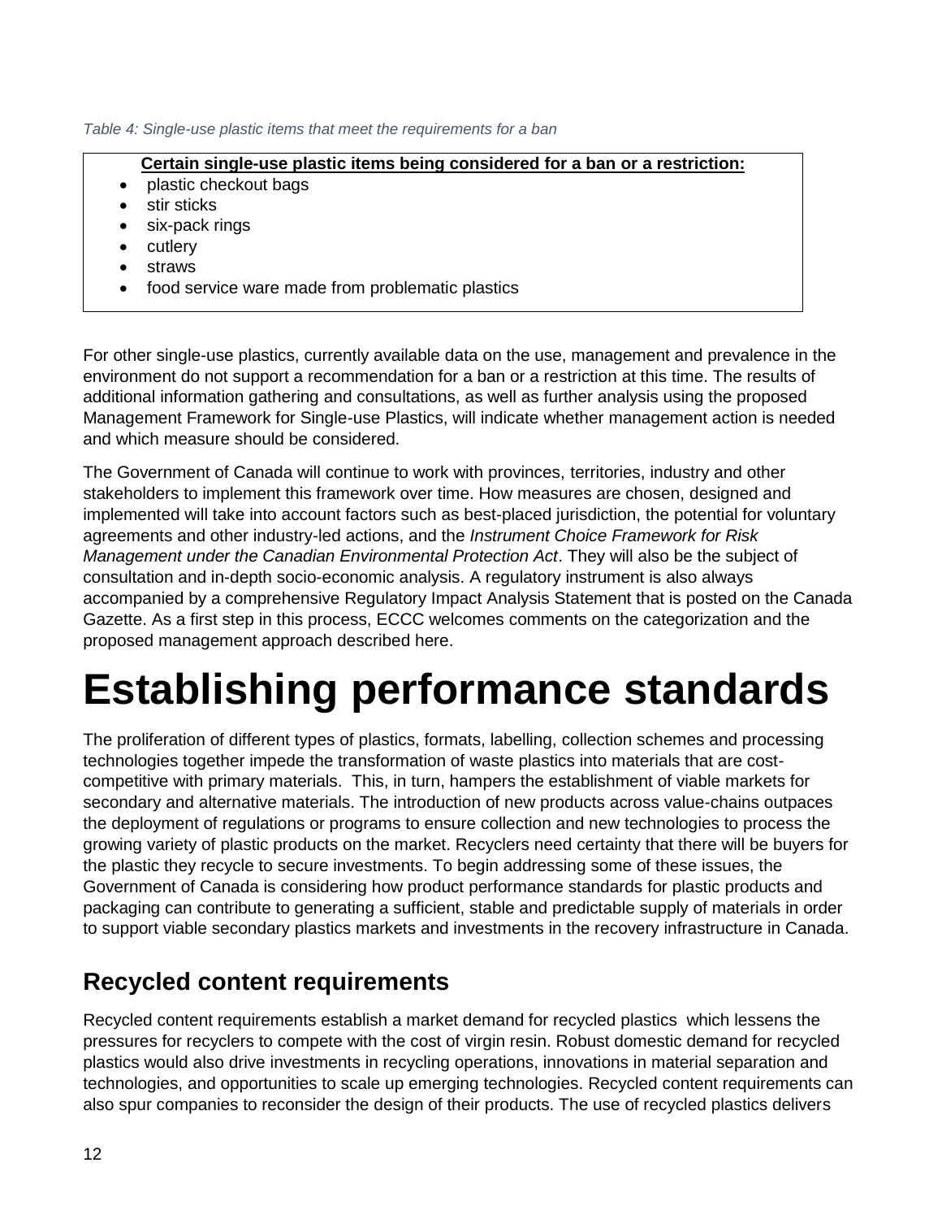*Table 4: Single-use plastic items that meet the requirements for a ban*

**Certain single-use plastic items being considered for a ban or a restriction:**

- plastic checkout bags
- stir sticks
- six-pack rings
- cutlery
- straws
- food service ware made from problematic plastics

For other single-use plastics, currently available data on the use, management and prevalence in the environment do not support a recommendation for a ban or a restriction at this time. The results of additional information gathering and consultations, as well as further analysis using the proposed Management Framework for Single-use Plastics, will indicate whether management action is needed and which measure should be considered.

The Government of Canada will continue to work with provinces, territories, industry and other stakeholders to implement this framework over time. How measures are chosen, designed and implemented will take into account factors such as best-placed jurisdiction, the potential for voluntary agreements and other industry-led actions, and the *Instrument Choice Framework for Risk Management under the Canadian Environmental Protection Act*. They will also be the subject of consultation and in-depth socio-economic analysis. A regulatory instrument is also always accompanied by a comprehensive Regulatory Impact Analysis Statement that is posted on the Canada Gazette. As a first step in this process, ECCC welcomes comments on the categorization and the proposed management approach described here.

# Establishing performance standards

The proliferation of different types of plastics, formats, labelling, collection schemes and processing technologies together impede the transformation of waste plastics into materials that are cost-competitive with primary materials. This, in turn, hampers the establishment of viable markets for secondary and alternative materials. The introduction of new products across value-chains outpaces the deployment of regulations or programs to ensure collection and new technologies to process the growing variety of plastic products on the market. Recyclers need certainty that there will be buyers for the plastic they recycle to secure investments. To begin addressing some of these issues, the Government of Canada is considering how product performance standards for plastic products and packaging can contribute to generating a sufficient, stable and predictable supply of materials in order to support viable secondary plastics markets and investments in the recovery infrastructure in Canada.

## Recycled content requirements

Recycled content requirements establish a market demand for recycled plastics which lessens the pressures for recyclers to compete with the cost of virgin resin. Robust domestic demand for recycled plastics would also drive investments in recycling operations, innovations in material separation and technologies, and opportunities to scale up emerging technologies. Recycled content requirements can also spur companies to reconsider the design of their products. The use of recycled plastics delivers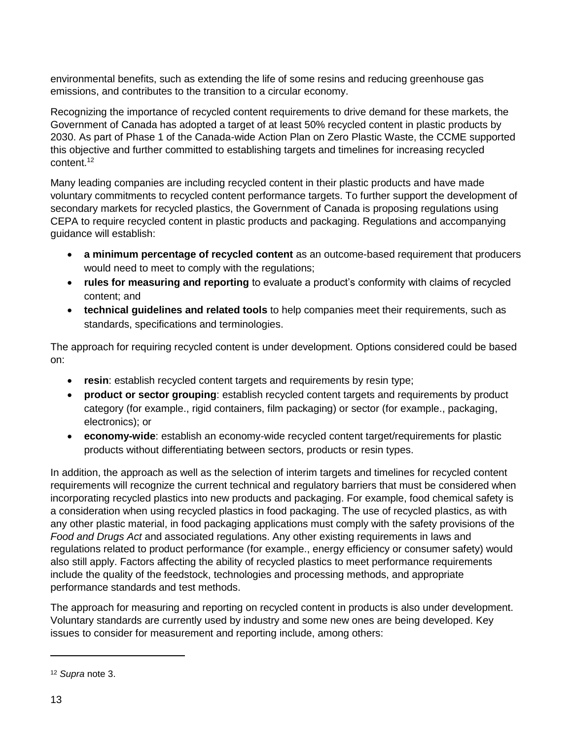environmental benefits, such as extending the life of some resins and reducing greenhouse gas emissions, and contributes to the transition to a circular economy.

Recognizing the importance of recycled content requirements to drive demand for these markets, the Government of Canada has adopted a target of at least 50% recycled content in plastic products by 2030. As part of Phase 1 of the Canada-wide Action Plan on Zero Plastic Waste, the CCME supported this objective and further committed to establishing targets and timelines for increasing recycled content.[12]

Many leading companies are including recycled content in their plastic products and have made voluntary commitments to recycled content performance targets. To further support the development of secondary markets for recycled plastics, the Government of Canada is proposing regulations using CEPA to require recycled content in plastic products and packaging. Regulations and accompanying guidance will establish:

- **a minimum percentage of recycled content** as an outcome-based requirement that producers would need to meet to comply with the regulations;
- **rules for measuring and reporting** to evaluate a product's conformity with claims of recycled content; and
- **technical guidelines and related tools** to help companies meet their requirements, such as standards, specifications and terminologies.

The approach for requiring recycled content is under development. Options considered could be based on:

- **resin**: establish recycled content targets and requirements by resin type;
- **product or sector grouping**: establish recycled content targets and requirements by product category (for example., rigid containers, film packaging) or sector (for example., packaging, electronics); or
- **economy-wide**: establish an economy-wide recycled content target/requirements for plastic products without differentiating between sectors, products or resin types.

In addition, the approach as well as the selection of interim targets and timelines for recycled content requirements will recognize the current technical and regulatory barriers that must be considered when incorporating recycled plastics into new products and packaging. For example, food chemical safety is a consideration when using recycled plastics in food packaging. The use of recycled plastics, as with any other plastic material, in food packaging applications must comply with the safety provisions of the *Food and Drugs Act* and associated regulations. Any other existing requirements in laws and regulations related to product performance (for example., energy efficiency or consumer safety) would also still apply. Factors affecting the ability of recycled plastics to meet performance requirements include the quality of the feedstock, technologies and processing methods, and appropriate performance standards and test methods.

The approach for measuring and reporting on recycled content in products is also under development. Voluntary standards are currently used by industry and some new ones are being developed. Key issues to consider for measurement and reporting include, among others:

---

[12] *Supra* note 3.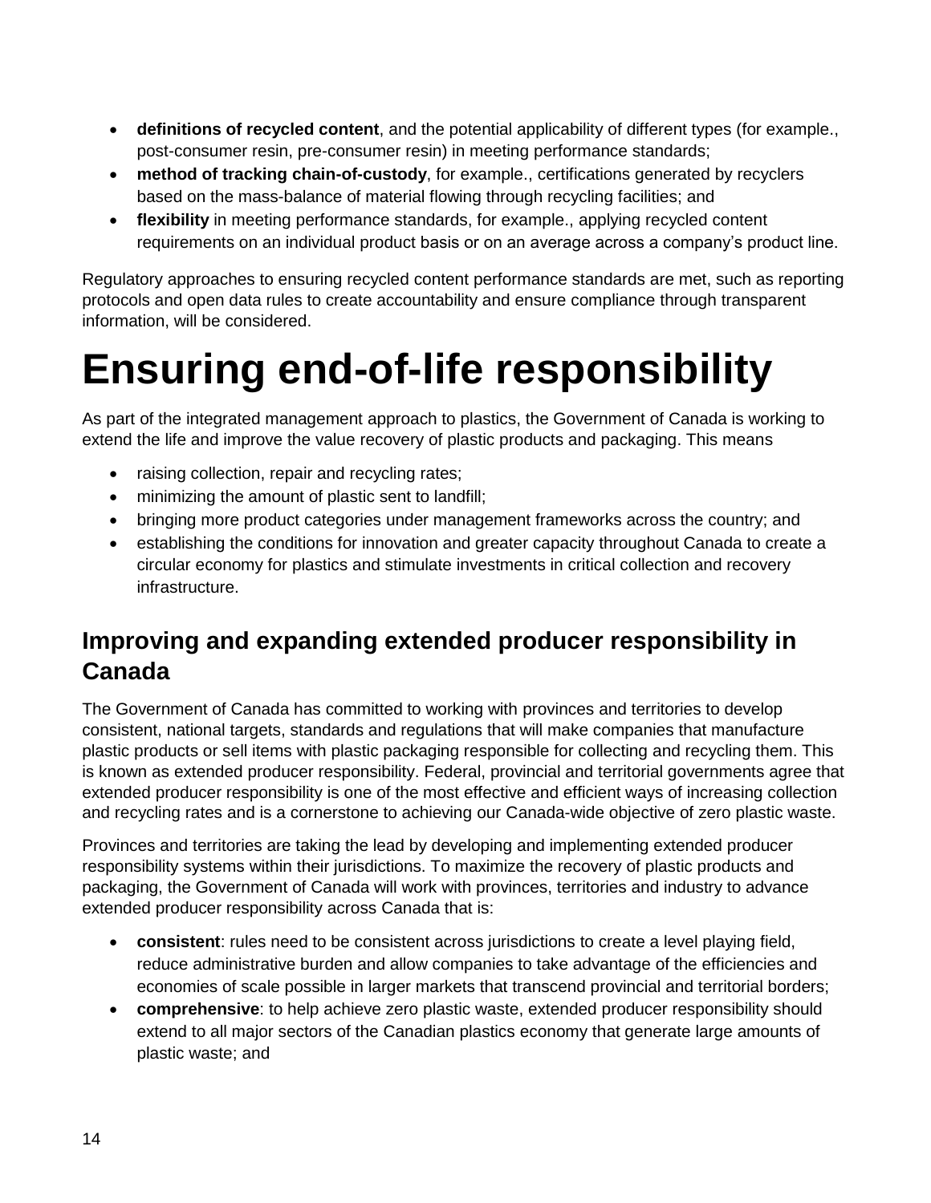- **definitions of recycled content**, and the potential applicability of different types (for example., post-consumer resin, pre-consumer resin) in meeting performance standards;
- **method of tracking chain-of-custody**, for example., certifications generated by recyclers based on the mass-balance of material flowing through recycling facilities; and
- **flexibility** in meeting performance standards, for example., applying recycled content requirements on an individual product basis or on an average across a company's product line.

Regulatory approaches to ensuring recycled content performance standards are met, such as reporting protocols and open data rules to create accountability and ensure compliance through transparent information, will be considered.

# Ensuring end-of-life responsibility

As part of the integrated management approach to plastics, the Government of Canada is working to extend the life and improve the value recovery of plastic products and packaging. This means

- raising collection, repair and recycling rates;
- minimizing the amount of plastic sent to landfill;
- bringing more product categories under management frameworks across the country; and
- establishing the conditions for innovation and greater capacity throughout Canada to create a circular economy for plastics and stimulate investments in critical collection and recovery infrastructure.

## Improving and expanding extended producer responsibility in Canada

The Government of Canada has committed to working with provinces and territories to develop consistent, national targets, standards and regulations that will make companies that manufacture plastic products or sell items with plastic packaging responsible for collecting and recycling them. This is known as extended producer responsibility. Federal, provincial and territorial governments agree that extended producer responsibility is one of the most effective and efficient ways of increasing collection and recycling rates and is a cornerstone to achieving our Canada-wide objective of zero plastic waste.

Provinces and territories are taking the lead by developing and implementing extended producer responsibility systems within their jurisdictions. To maximize the recovery of plastic products and packaging, the Government of Canada will work with provinces, territories and industry to advance extended producer responsibility across Canada that is:

- **consistent**: rules need to be consistent across jurisdictions to create a level playing field, reduce administrative burden and allow companies to take advantage of the efficiencies and economies of scale possible in larger markets that transcend provincial and territorial borders;
- **comprehensive**: to help achieve zero plastic waste, extended producer responsibility should extend to all major sectors of the Canadian plastics economy that generate large amounts of plastic waste; and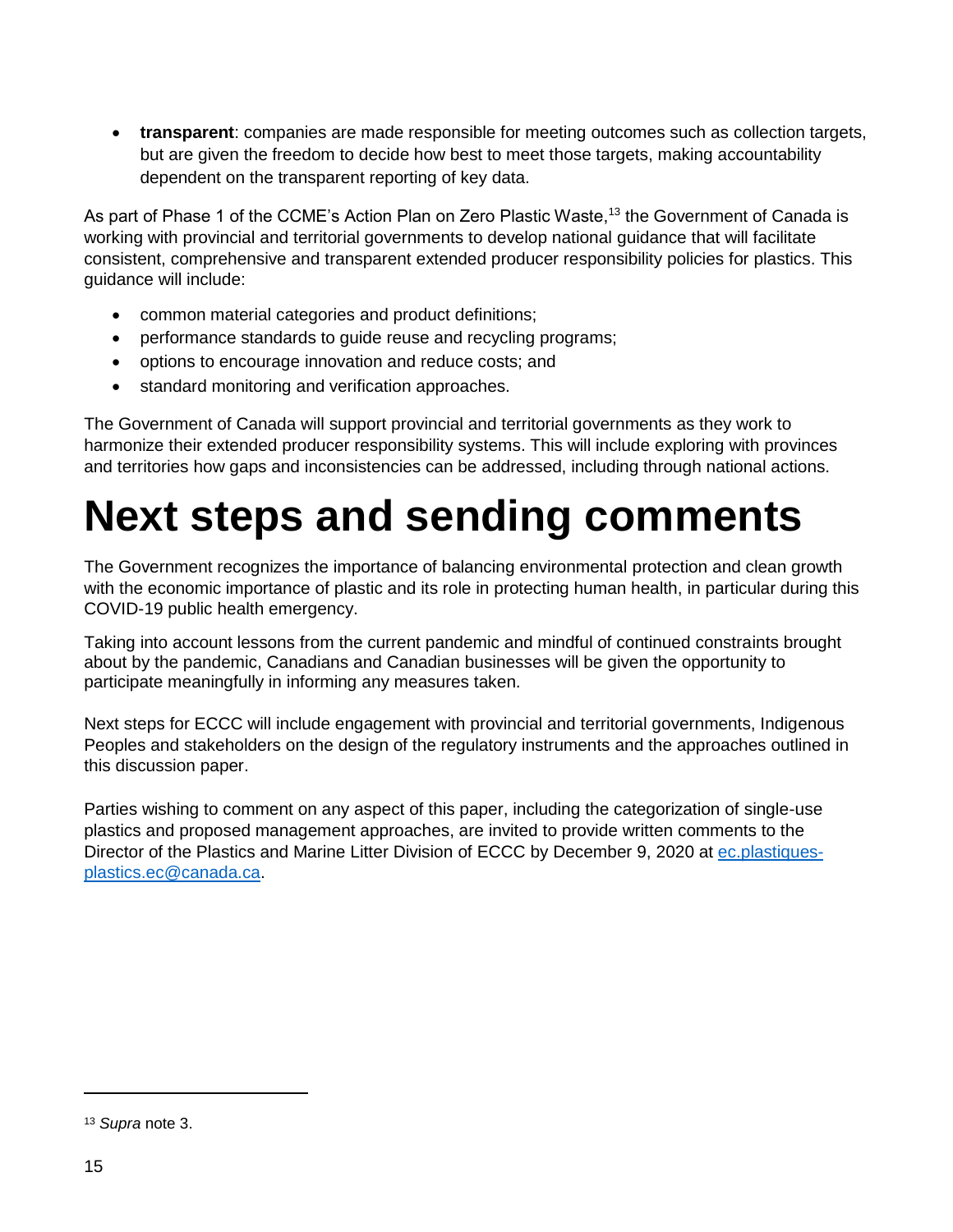- **transparent**: companies are made responsible for meeting outcomes such as collection targets, but are given the freedom to decide how best to meet those targets, making accountability dependent on the transparent reporting of key data.

As part of Phase 1 of the CCME's Action Plan on Zero Plastic Waste,[13] the Government of Canada is working with provincial and territorial governments to develop national guidance that will facilitate consistent, comprehensive and transparent extended producer responsibility policies for plastics. This guidance will include:

- common material categories and product definitions;
- performance standards to guide reuse and recycling programs;
- options to encourage innovation and reduce costs; and
- standard monitoring and verification approaches.

The Government of Canada will support provincial and territorial governments as they work to harmonize their extended producer responsibility systems. This will include exploring with provinces and territories how gaps and inconsistencies can be addressed, including through national actions.

# Next steps and sending comments

The Government recognizes the importance of balancing environmental protection and clean growth with the economic importance of plastic and its role in protecting human health, in particular during this COVID-19 public health emergency.

Taking into account lessons from the current pandemic and mindful of continued constraints brought about by the pandemic, Canadians and Canadian businesses will be given the opportunity to participate meaningfully in informing any measures taken.

Next steps for ECCC will include engagement with provincial and territorial governments, Indigenous Peoples and stakeholders on the design of the regulatory instruments and the approaches outlined in this discussion paper.

Parties wishing to comment on any aspect of this paper, including the categorization of single-use plastics and proposed management approaches, are invited to provide written comments to the Director of the Plastics and Marine Litter Division of ECCC by December 9, 2020 at [ec.plastiques-plastics.ec@canada.ca](mailto:ec.plastiques-plastics.ec@canada.ca).

---

[13] *Supra* note 3.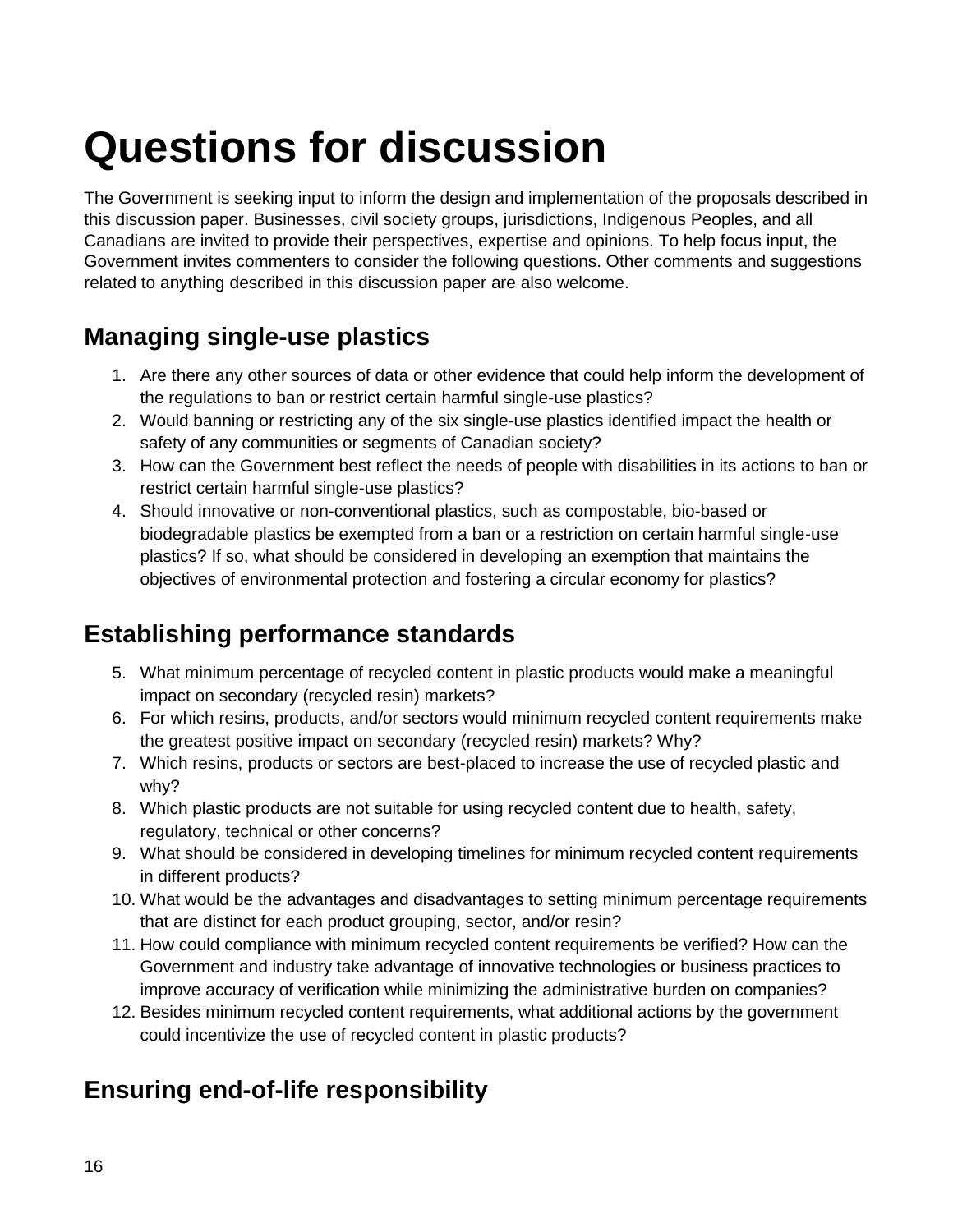# Questions for discussion

The Government is seeking input to inform the design and implementation of the proposals described in this discussion paper. Businesses, civil society groups, jurisdictions, Indigenous Peoples, and all Canadians are invited to provide their perspectives, expertise and opinions. To help focus input, the Government invites commenters to consider the following questions. Other comments and suggestions related to anything described in this discussion paper are also welcome.

## Managing single-use plastics

1. Are there any other sources of data or other evidence that could help inform the development of the regulations to ban or restrict certain harmful single-use plastics?
2. Would banning or restricting any of the six single-use plastics identified impact the health or safety of any communities or segments of Canadian society?
3. How can the Government best reflect the needs of people with disabilities in its actions to ban or restrict certain harmful single-use plastics?
4. Should innovative or non-conventional plastics, such as compostable, bio-based or biodegradable plastics be exempted from a ban or a restriction on certain harmful single-use plastics? If so, what should be considered in developing an exemption that maintains the objectives of environmental protection and fostering a circular economy for plastics?

## Establishing performance standards

5. What minimum percentage of recycled content in plastic products would make a meaningful impact on secondary (recycled resin) markets?
6. For which resins, products, and/or sectors would minimum recycled content requirements make the greatest positive impact on secondary (recycled resin) markets? Why?
7. Which resins, products or sectors are best-placed to increase the use of recycled plastic and why?
8. Which plastic products are not suitable for using recycled content due to health, safety, regulatory, technical or other concerns?
9. What should be considered in developing timelines for minimum recycled content requirements in different products?
10. What would be the advantages and disadvantages to setting minimum percentage requirements that are distinct for each product grouping, sector, and/or resin?
11. How could compliance with minimum recycled content requirements be verified? How can the Government and industry take advantage of innovative technologies or business practices to improve accuracy of verification while minimizing the administrative burden on companies?
12. Besides minimum recycled content requirements, what additional actions by the government could incentivize the use of recycled content in plastic products?

## Ensuring end-of-life responsibility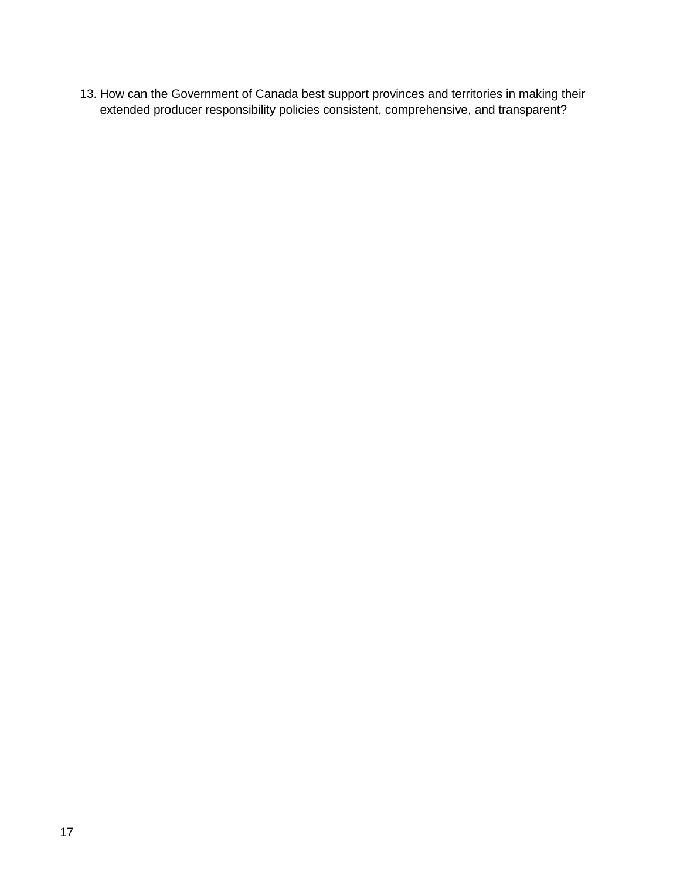13. How can the Government of Canada best support provinces and territories in making their extended producer responsibility policies consistent, comprehensive, and transparent?